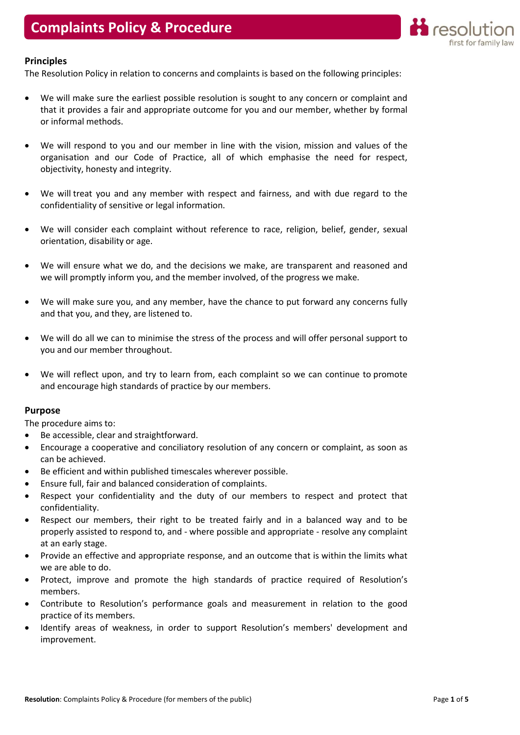# Complaints Policy & Procedure

## Principles

The Resolution Policy in relation to concerns and complaints is based on the following principles:

- We will make sure the earliest possible resolution is sought to any concern or complaint and that it provides a fair and appropriate outcome for you and our member, whether by formal or informal methods.

- We will respond to you and our member in line with the vision, mission and values of the organisation and our Code of Practice, all of which emphasise the need for respect, objectivity, honesty and integrity.

- We will treat you and any member with respect and fairness, and with due regard to the confidentiality of sensitive or legal information.

- We will consider each complaint without reference to race, religion, belief, gender, sexual orientation, disability or age.

- We will ensure what we do, and the decisions we make, are transparent and reasoned and we will promptly inform you, and the member involved, of the progress we make.

- We will make sure you, and any member, have the chance to put forward any concerns fully and that you, and they, are listened to.

- We will do all we can to minimise the stress of the process and will offer personal support to you and our member throughout.

- We will reflect upon, and try to learn from, each complaint so we can continue to promote and encourage high standards of practice by our members.

## Purpose

The procedure aims to:

- Be accessible, clear and straightforward.
- Encourage a cooperative and conciliatory resolution of any concern or complaint, as soon as can be achieved.
- Be efficient and within published timescales wherever possible.
- Ensure full, fair and balanced consideration of complaints.
- Respect your confidentiality and the duty of our members to respect and protect that confidentiality.
- Respect our members, their right to be treated fairly and in a balanced way and to be properly assisted to respond to, and - where possible and appropriate - resolve any complaint at an early stage.
- Provide an effective and appropriate response, and an outcome that is within the limits what we are able to do.
- Protect, improve and promote the high standards of practice required of Resolution's members.
- Contribute to Resolution's performance goals and measurement in relation to the good practice of its members.
- Identify areas of weakness, in order to support Resolution's members' development and improvement.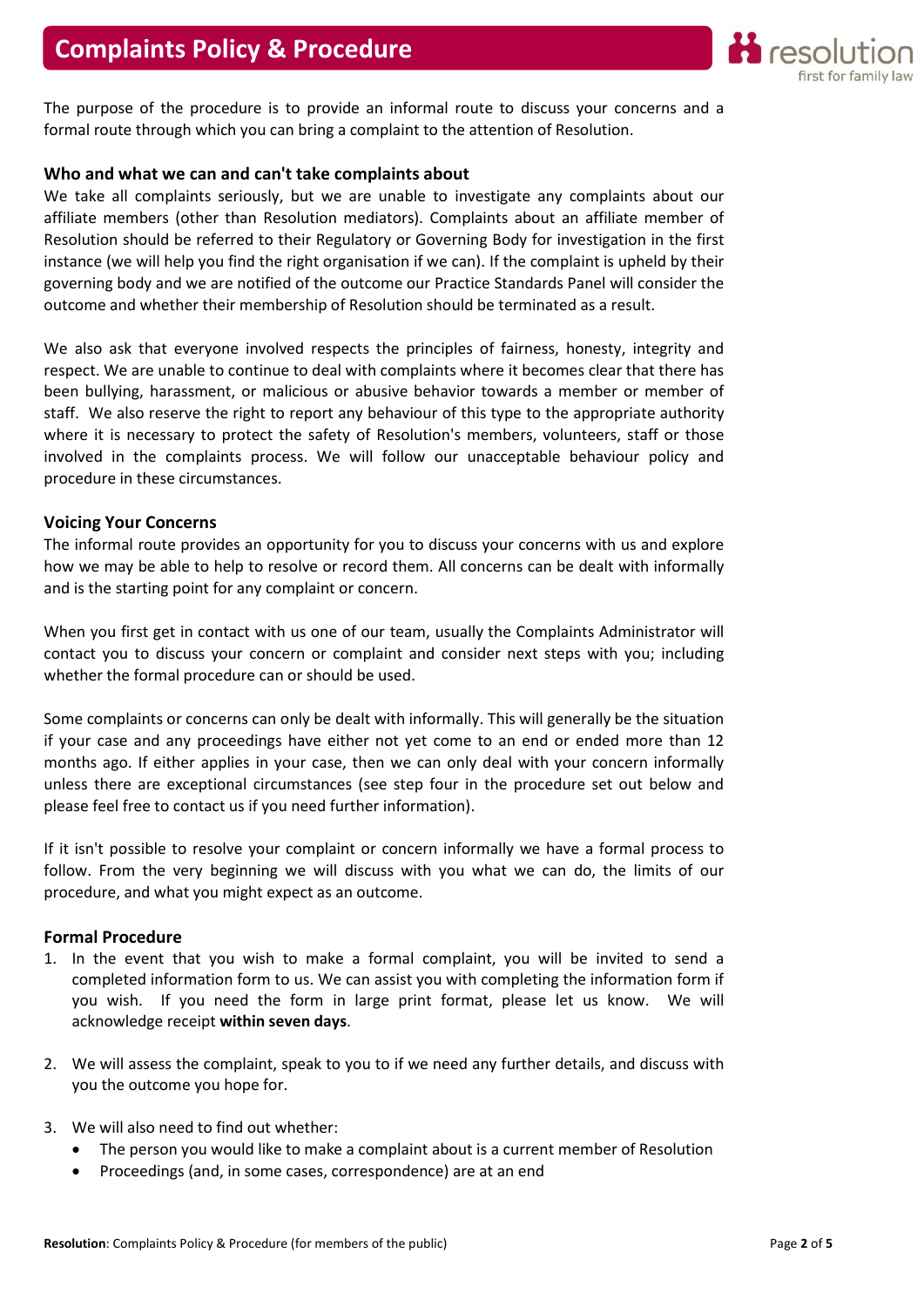The purpose of the procedure is to provide an informal route to discuss your concerns and a formal route through which you can bring a complaint to the attention of Resolution.

### Who and what we can and can't take complaints about

We take all complaints seriously, but we are unable to investigate any complaints about our affiliate members (other than Resolution mediators). Complaints about an affiliate member of Resolution should be referred to their Regulatory or Governing Body for investigation in the first instance (we will help you find the right organisation if we can). If the complaint is upheld by their governing body and we are notified of the outcome our Practice Standards Panel will consider the outcome and whether their membership of Resolution should be terminated as a result.

We also ask that everyone involved respects the principles of fairness, honesty, integrity and respect. We are unable to continue to deal with complaints where it becomes clear that there has been bullying, harassment, or malicious or abusive behavior towards a member or member of staff. We also reserve the right to report any behaviour of this type to the appropriate authority where it is necessary to protect the safety of Resolution's members, volunteers, staff or those involved in the complaints process. We will follow our unacceptable behaviour policy and procedure in these circumstances.

### Voicing Your Concerns

The informal route provides an opportunity for you to discuss your concerns with us and explore how we may be able to help to resolve or record them. All concerns can be dealt with informally and is the starting point for any complaint or concern.

When you first get in contact with us one of our team, usually the Complaints Administrator will contact you to discuss your concern or complaint and consider next steps with you; including whether the formal procedure can or should be used.

Some complaints or concerns can only be dealt with informally. This will generally be the situation if your case and any proceedings have either not yet come to an end or ended more than 12 months ago. If either applies in your case, then we can only deal with your concern informally unless there are exceptional circumstances (see step four in the procedure set out below and please feel free to contact us if you need further information).

If it isn't possible to resolve your complaint or concern informally we have a formal process to follow. From the very beginning we will discuss with you what we can do, the limits of our procedure, and what you might expect as an outcome.

### Formal Procedure

1. In the event that you wish to make a formal complaint, you will be invited to send a completed information form to us. We can assist you with completing the information form if you wish. If you need the form in large print format, please let us know. We will acknowledge receipt **within seven days**.

2. We will assess the complaint, speak to you to if we need any further details, and discuss with you the outcome you hope for.

3. We will also need to find out whether:
   - The person you would like to make a complaint about is a current member of Resolution
   - Proceedings (and, in some cases, correspondence) are at an end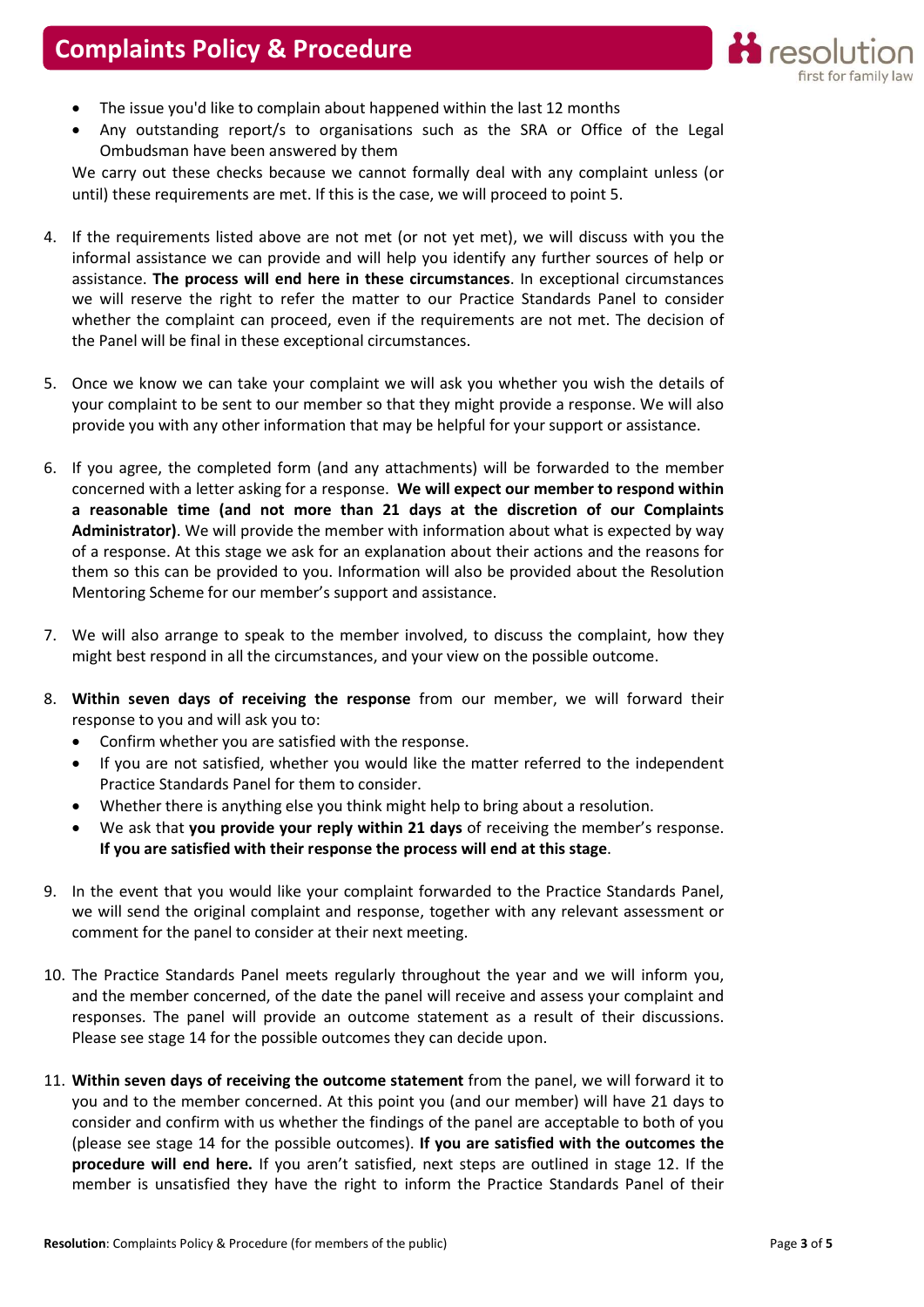- The issue you'd like to complain about happened within the last 12 months
- Any outstanding report/s to organisations such as the SRA or Office of the Legal Ombudsman have been answered by them

We carry out these checks because we cannot formally deal with any complaint unless (or until) these requirements are met. If this is the case, we will proceed to point 5.

4. If the requirements listed above are not met (or not yet met), we will discuss with you the informal assistance we can provide and will help you identify any further sources of help or assistance. **The process will end here in these circumstances**. In exceptional circumstances we will reserve the right to refer the matter to our Practice Standards Panel to consider whether the complaint can proceed, even if the requirements are not met. The decision of the Panel will be final in these exceptional circumstances.

5. Once we know we can take your complaint we will ask you whether you wish the details of your complaint to be sent to our member so that they might provide a response. We will also provide you with any other information that may be helpful for your support or assistance.

6. If you agree, the completed form (and any attachments) will be forwarded to the member concerned with a letter asking for a response. **We will expect our member to respond within a reasonable time (and not more than 21 days at the discretion of our Complaints Administrator)**. We will provide the member with information about what is expected by way of a response. At this stage we ask for an explanation about their actions and the reasons for them so this can be provided to you. Information will also be provided about the Resolution Mentoring Scheme for our member's support and assistance.

7. We will also arrange to speak to the member involved, to discuss the complaint, how they might best respond in all the circumstances, and your view on the possible outcome.

8. **Within seven days of receiving the response** from our member, we will forward their response to you and will ask you to:
   - Confirm whether you are satisfied with the response.
   - If you are not satisfied, whether you would like the matter referred to the independent Practice Standards Panel for them to consider.
   - Whether there is anything else you think might help to bring about a resolution.
   - We ask that **you provide your reply within 21 days** of receiving the member's response. **If you are satisfied with their response the process will end at this stage**.

9. In the event that you would like your complaint forwarded to the Practice Standards Panel, we will send the original complaint and response, together with any relevant assessment or comment for the panel to consider at their next meeting.

10. The Practice Standards Panel meets regularly throughout the year and we will inform you, and the member concerned, of the date the panel will receive and assess your complaint and responses. The panel will provide an outcome statement as a result of their discussions. Please see stage 14 for the possible outcomes they can decide upon.

11. **Within seven days of receiving the outcome statement** from the panel, we will forward it to you and to the member concerned. At this point you (and our member) will have 21 days to consider and confirm with us whether the findings of the panel are acceptable to both of you (please see stage 14 for the possible outcomes). **If you are satisfied with the outcomes the procedure will end here.** If you aren't satisfied, next steps are outlined in stage 12. If the member is unsatisfied they have the right to inform the Practice Standards Panel of their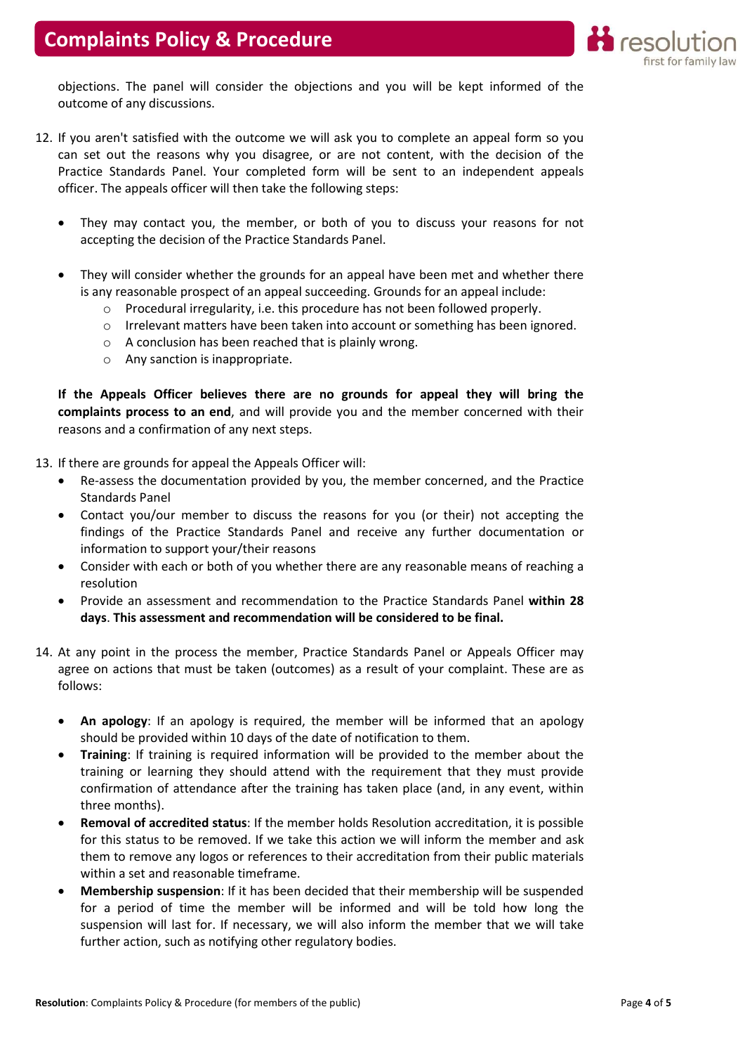objections. The panel will consider the objections and you will be kept informed of the outcome of any discussions.

12. If you aren't satisfied with the outcome we will ask you to complete an appeal form so you can set out the reasons why you disagree, or are not content, with the decision of the Practice Standards Panel. Your completed form will be sent to an independent appeals officer. The appeals officer will then take the following steps:

    - They may contact you, the member, or both of you to discuss your reasons for not accepting the decision of the Practice Standards Panel.

    - They will consider whether the grounds for an appeal have been met and whether there is any reasonable prospect of an appeal succeeding. Grounds for an appeal include:
        - Procedural irregularity, i.e. this procedure has not been followed properly.
        - Irrelevant matters have been taken into account or something has been ignored.
        - A conclusion has been reached that is plainly wrong.
        - Any sanction is inappropriate.

    **If the Appeals Officer believes there are no grounds for appeal they will bring the complaints process to an end**, and will provide you and the member concerned with their reasons and a confirmation of any next steps.

13. If there are grounds for appeal the Appeals Officer will:
    - Re-assess the documentation provided by you, the member concerned, and the Practice Standards Panel
    - Contact you/our member to discuss the reasons for you (or their) not accepting the findings of the Practice Standards Panel and receive any further documentation or information to support your/their reasons
    - Consider with each or both of you whether there are any reasonable means of reaching a resolution
    - Provide an assessment and recommendation to the Practice Standards Panel **within 28 days**. **This assessment and recommendation will be considered to be final.**

14. At any point in the process the member, Practice Standards Panel or Appeals Officer may agree on actions that must be taken (outcomes) as a result of your complaint. These are as follows:

    - **An apology**: If an apology is required, the member will be informed that an apology should be provided within 10 days of the date of notification to them.
    - **Training**: If training is required information will be provided to the member about the training or learning they should attend with the requirement that they must provide confirmation of attendance after the training has taken place (and, in any event, within three months).
    - **Removal of accredited status**: If the member holds Resolution accreditation, it is possible for this status to be removed. If we take this action we will inform the member and ask them to remove any logos or references to their accreditation from their public materials within a set and reasonable timeframe.
    - **Membership suspension**: If it has been decided that their membership will be suspended for a period of time the member will be informed and will be told how long the suspension will last for. If necessary, we will also inform the member that we will take further action, such as notifying other regulatory bodies.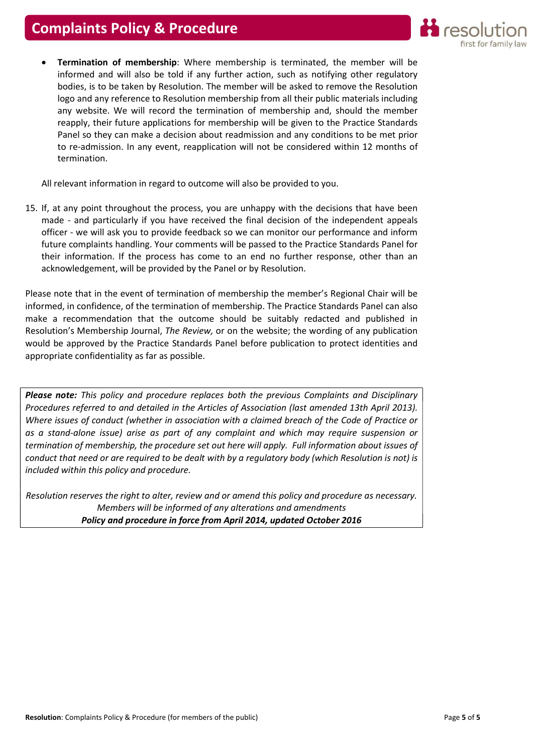- **Termination of membership**: Where membership is terminated, the member will be informed and will also be told if any further action, such as notifying other regulatory bodies, is to be taken by Resolution. The member will be asked to remove the Resolution logo and any reference to Resolution membership from all their public materials including any website. We will record the termination of membership and, should the member reapply, their future applications for membership will be given to the Practice Standards Panel so they can make a decision about readmission and any conditions to be met prior to re-admission. In any event, reapplication will not be considered within 12 months of termination.

All relevant information in regard to outcome will also be provided to you.

15. If, at any point throughout the process, you are unhappy with the decisions that have been made - and particularly if you have received the final decision of the independent appeals officer - we will ask you to provide feedback so we can monitor our performance and inform future complaints handling. Your comments will be passed to the Practice Standards Panel for their information. If the process has come to an end no further response, other than an acknowledgement, will be provided by the Panel or by Resolution.

Please note that in the event of termination of membership the member's Regional Chair will be informed, in confidence, of the termination of membership. The Practice Standards Panel can also make a recommendation that the outcome should be suitably redacted and published in Resolution's Membership Journal, *The Review,* or on the website; the wording of any publication would be approved by the Practice Standards Panel before publication to protect identities and appropriate confidentiality as far as possible.

***Please note:*** *This policy and procedure replaces both the previous Complaints and Disciplinary Procedures referred to and detailed in the Articles of Association (last amended 13th April 2013). Where issues of conduct (whether in association with a claimed breach of the Code of Practice or as a stand-alone issue) arise as part of any complaint and which may require suspension or termination of membership, the procedure set out here will apply. Full information about issues of conduct that need or are required to be dealt with by a regulatory body (which Resolution is not) is included within this policy and procedure.*

*Resolution reserves the right to alter, review and or amend this policy and procedure as necessary. Members will be informed of any alterations and amendments*
***Policy and procedure in force from April 2014, updated October 2016***